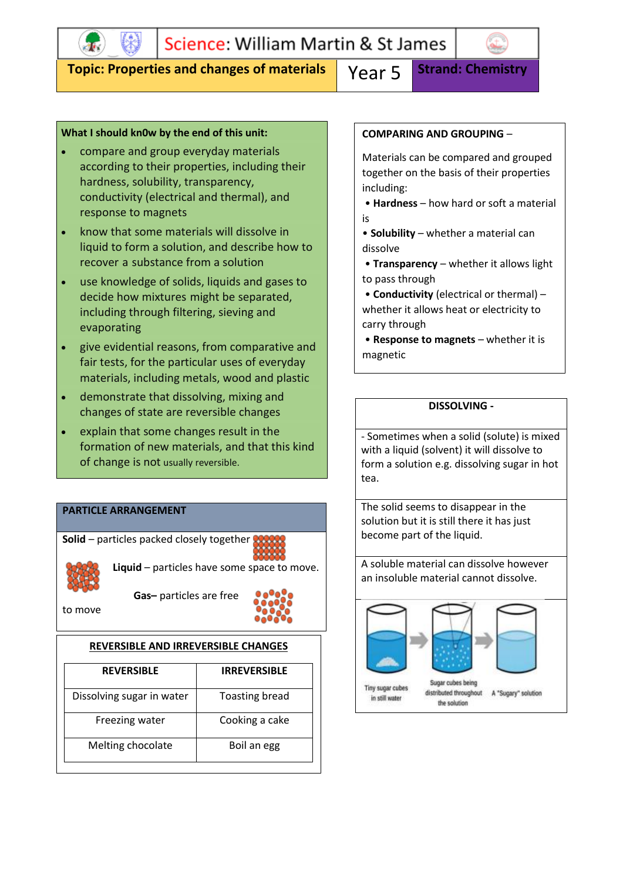# Science: William Martin & St James

**Topic: Properties and changes of materials** | Year 5 | **Strand: Chemistry**

**What I should kn0w by the end of this unit:**

- compare and group everyday materials according to their properties, including their hardness, solubility, transparency, conductivity (electrical and thermal), and response to magnets
- know that some materials will dissolve in liquid to form a solution, and describe how to recover a substance from a solution
- use knowledge of solids, liquids and gases to decide how mixtures might be separated, including through filtering, sieving and evaporating
- give evidential reasons, from comparative and fair tests, for the particular uses of everyday materials, including metals, wood and plastic
- demonstrate that dissolving, mixing and changes of state are reversible changes
- explain that some changes result in the formation of new materials, and that this kind of change is not usually reversible.

**COMPARING AND GROUPING** –

Materials can be compared and grouped together on the basis of their properties including:

- **Hardness** – how hard or soft a material is
- **Solubility** – whether a material can dissolve
- **Transparency** – whether it allows light to pass through
- **Conductivity** (electrical or thermal) – whether it allows heat or electricity to carry through
- **Response to magnets** – whether it is magnetic

**PARTICLE ARRANGEMENT**

**Solid** – particles packed closely together

**Liquid** – particles have some space to move.

**Gas**– particles are free to move

**DISSOLVING -**

- Sometimes when a solid (solute) is mixed with a liquid (solvent) it will dissolve to form a solution e.g. dissolving sugar in hot tea.

The solid seems to disappear in the solution but it is still there it has just become part of the liquid.

A soluble material can dissolve however an insoluble material cannot dissolve.

Tiny sugar cubes in still water → Sugar cubes being distributed throughout the solution → A "Sugary" solution

**REVERSIBLE AND IRREVERSIBLE CHANGES**

| REVERSIBLE | IRREVERSIBLE |
|---|---|
| Dissolving sugar in water | Toasting bread |
| Freezing water | Cooking a cake |
| Melting chocolate | Boil an egg |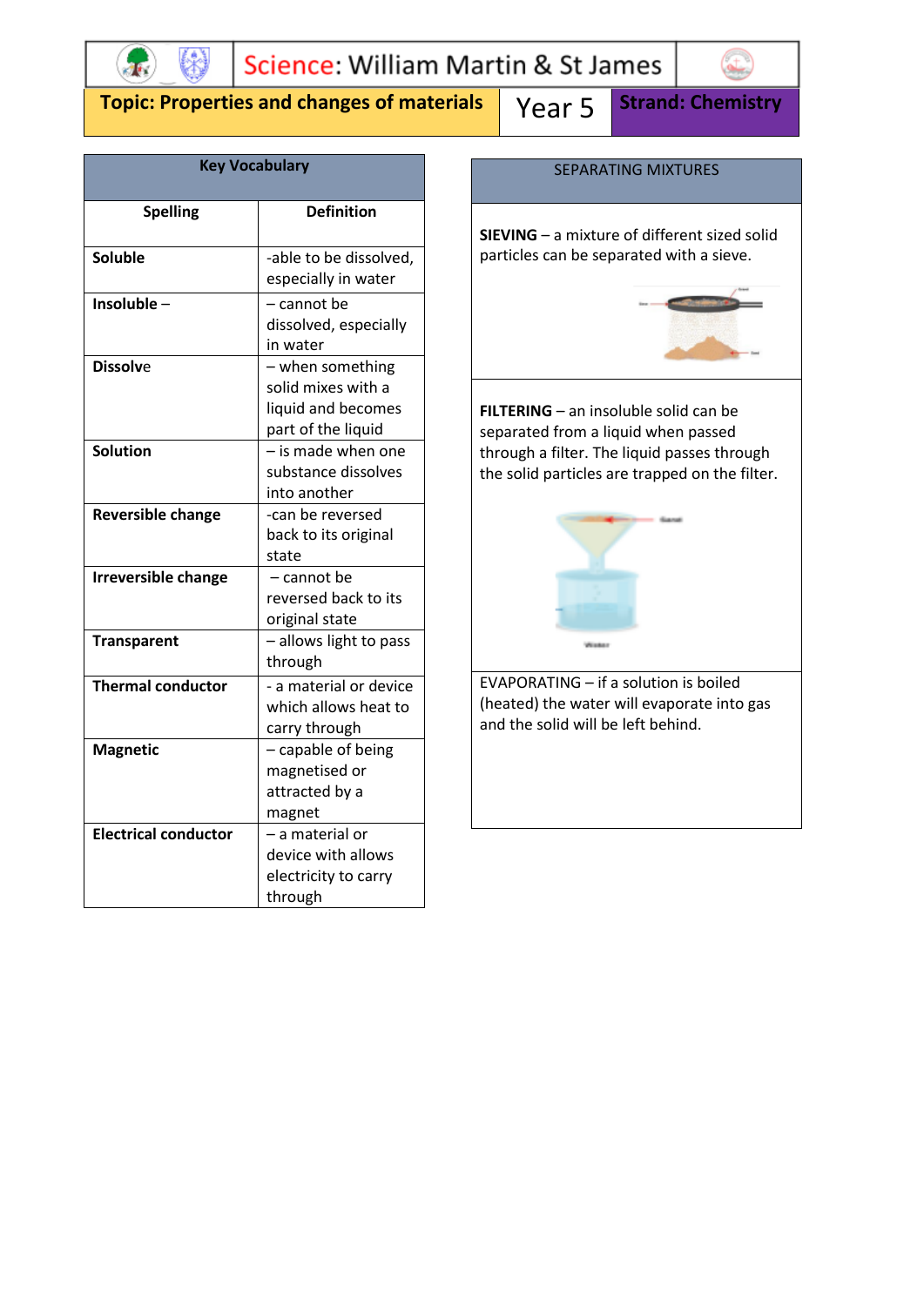# Science: William Martin & St James

**Topic: Properties and changes of materials** | Year 5 | **Strand: Chemistry**

| Key Vocabulary | |
|---|---|
| **Spelling** | **Definition** |
| **Soluble** | -able to be dissolved, especially in water |
| **Insoluble** – | – cannot be dissolved, especially in water |
| **Dissolve** | – when something solid mixes with a liquid and becomes part of the liquid |
| **Solution** | – is made when one substance dissolves into another |
| **Reversible change** | -can be reversed back to its original state |
| **Irreversible change** | – cannot be reversed back to its original state |
| **Transparent** | – allows light to pass through |
| **Thermal conductor** | - a material or device which allows heat to carry through |
| **Magnetic** | – capable of being magnetised or attracted by a magnet |
| **Electrical conductor** | – a material or device with allows electricity to carry through |

## SEPARATING MIXTURES

**SIEVING** – a mixture of different sized solid particles can be separated with a sieve.

**FILTERING** – an insoluble solid can be separated from a liquid when passed through a filter. The liquid passes through the solid particles are trapped on the filter.

EVAPORATING – if a solution is boiled (heated) the water will evaporate into gas and the solid will be left behind.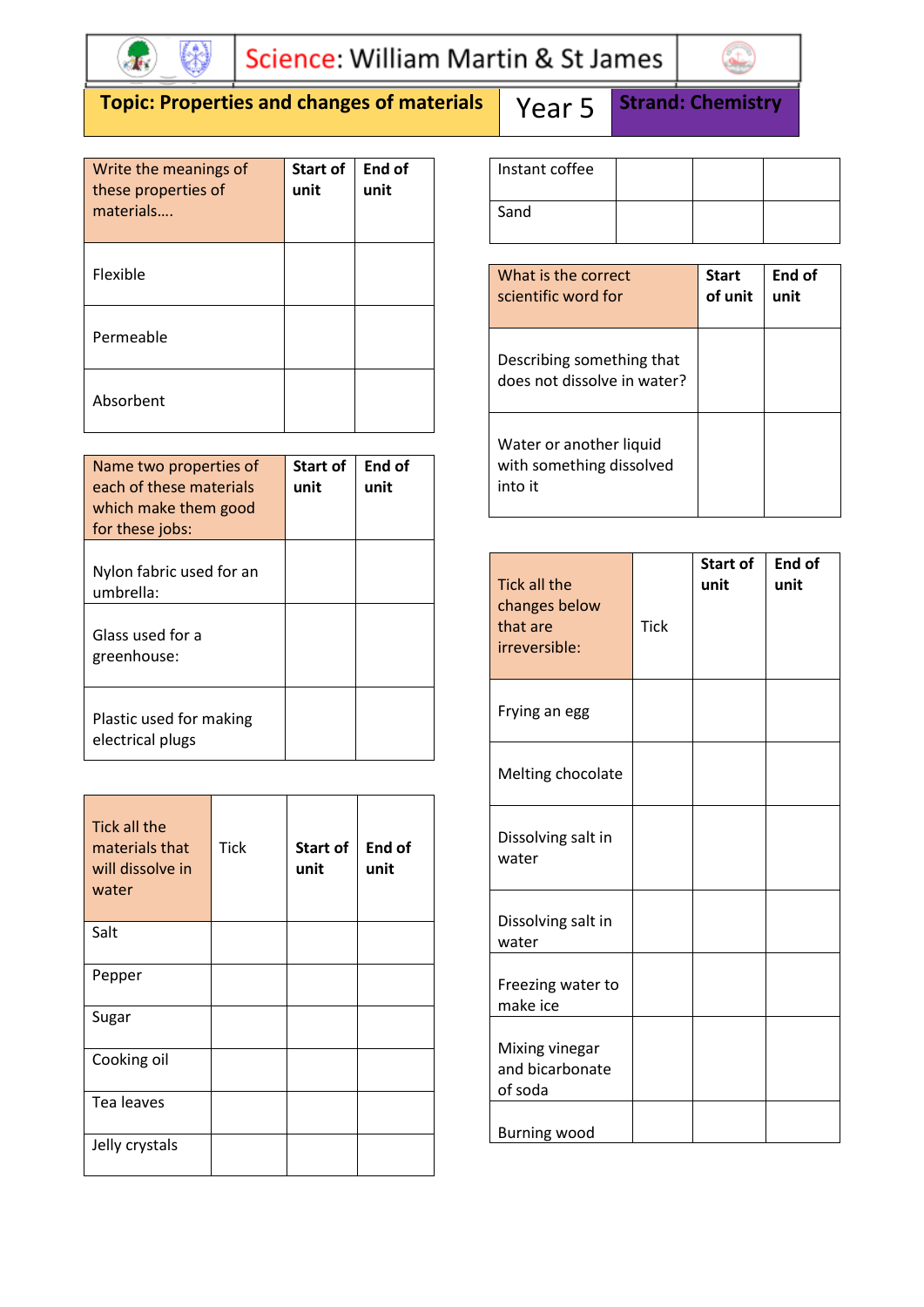# Science: William Martin & St James

**Topic: Properties and changes of materials** | Year 5 | **Strand: Chemistry**

| Write the meanings of these properties of materials…. | **Start of unit** | **End of unit** |
|---|---|---|
| Flexible | | |
| Permeable | | |
| Absorbent | | |

| Name two properties of each of these materials which make them good for these jobs: | **Start of unit** | **End of unit** |
|---|---|---|
| Nylon fabric used for an umbrella: | | |
| Glass used for a greenhouse: | | |
| Plastic used for making electrical plugs | | |

| Tick all the materials that will dissolve in water | Tick | **Start of unit** | **End of unit** |
|---|---|---|---|
| Salt | | | |
| Pepper | | | |
| Sugar | | | |
| Cooking oil | | | |
| Tea leaves | | | |
| Jelly crystals | | | |
| Instant coffee | | | |
| Sand | | | |

| What is the correct scientific word for | **Start of unit** | **End of unit** |
|---|---|---|
| Describing something that does not dissolve in water? | | |
| Water or another liquid with something dissolved into it | | |

| Tick all the changes below that are irreversible: | Tick | **Start of unit** | **End of unit** |
|---|---|---|---|
| Frying an egg | | | |
| Melting chocolate | | | |
| Dissolving salt in water | | | |
| Dissolving salt in water | | | |
| Freezing water to make ice | | | |
| Mixing vinegar and bicarbonate of soda | | | |
| Burning wood | | | |